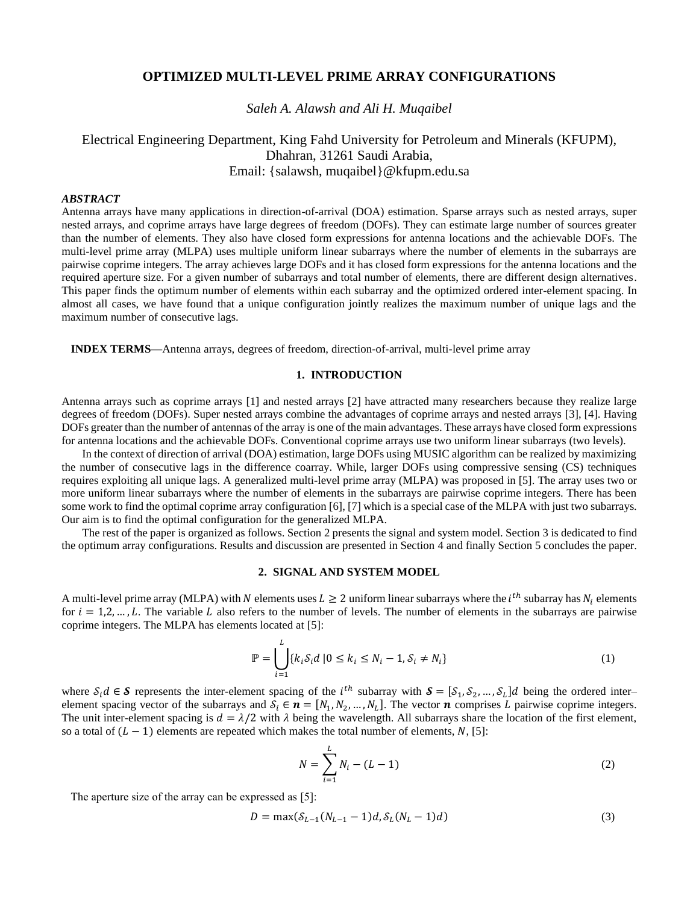# OPTIMIZED MULTI-LEVEL PRIME ARRAY CONFIGURATIONS

*Saleh A. Alawsh and Ali H. Muqaibel*

Electrical Engineering Department, King Fahd University for Petroleum and Minerals (KFUPM), Dhahran, 31261 Saudi Arabia,
Email: {salawsh, muqaibel}@kfupm.edu.sa

***ABSTRACT***

Antenna arrays have many applications in direction-of-arrival (DOA) estimation. Sparse arrays such as nested arrays, super nested arrays, and coprime arrays have large degrees of freedom (DOFs). They can estimate large number of sources greater than the number of elements. They also have closed form expressions for antenna locations and the achievable DOFs. The multi-level prime array (MLPA) uses multiple uniform linear subarrays where the number of elements in the subarrays are pairwise coprime integers. The array achieves large DOFs and it has closed form expressions for the antenna locations and the required aperture size. For a given number of subarrays and total number of elements, there are different design alternatives. This paper finds the optimum number of elements within each subarray and the optimized ordered inter-element spacing. In almost all cases, we have found that a unique configuration jointly realizes the maximum number of unique lags and the maximum number of consecutive lags.

**INDEX TERMS—**Antenna arrays, degrees of freedom, direction-of-arrival, multi-level prime array

## 1. INTRODUCTION

Antenna arrays such as coprime arrays [1] and nested arrays [2] have attracted many researchers because they realize large degrees of freedom (DOFs). Super nested arrays combine the advantages of coprime arrays and nested arrays [3], [4]. Having DOFs greater than the number of antennas of the array is one of the main advantages. These arrays have closed form expressions for antenna locations and the achievable DOFs. Conventional coprime arrays use two uniform linear subarrays (two levels).

In the context of direction of arrival (DOA) estimation, large DOFs using MUSIC algorithm can be realized by maximizing the number of consecutive lags in the difference coarray. While, larger DOFs using compressive sensing (CS) techniques requires exploiting all unique lags. A generalized multi-level prime array (MLPA) was proposed in [5]. The array uses two or more uniform linear subarrays where the number of elements in the subarrays are pairwise coprime integers. There has been some work to find the optimal coprime array configuration [6], [7] which is a special case of the MLPA with just two subarrays. Our aim is to find the optimal configuration for the generalized MLPA.

The rest of the paper is organized as follows. Section 2 presents the signal and system model. Section 3 is dedicated to find the optimum array configurations. Results and discussion are presented in Section 4 and finally Section 5 concludes the paper.

## 2. SIGNAL AND SYSTEM MODEL

A multi-level prime array (MLPA) with $N$ elements uses $L \geq 2$ uniform linear subarrays where the $i^{th}$ subarray has $N_i$ elements for $i = 1,2, \dots, L$. The variable $L$ also refers to the number of levels. The number of elements in the subarrays are pairwise coprime integers. The MLPA has elements located at [5]:

$$\mathbb{P} = \bigcup_{i=1}^{L} \{k_i \mathcal{S}_i d \mid 0 \leq k_i \leq N_i - 1, \mathcal{S}_i \neq N_i\} \tag{1}$$

where $\mathcal{S}_i d \in \boldsymbol{\mathcal{S}}$ represents the inter-element spacing of the $i^{th}$ subarray with $\boldsymbol{\mathcal{S}} = [\mathcal{S}_1, \mathcal{S}_2, \dots, \mathcal{S}_L]d$ being the ordered inter–element spacing vector of the subarrays and $\mathcal{S}_i \in \boldsymbol{n} = [N_1, N_2, \dots, N_L]$. The vector $\boldsymbol{n}$ comprises $L$ pairwise coprime integers. The unit inter-element spacing is $d = \lambda/2$ with $\lambda$ being the wavelength. All subarrays share the location of the first element, so a total of $(L-1)$ elements are repeated which makes the total number of elements, $N$, [5]:

$$N = \sum_{i=1}^{L} N_i - (L - 1) \tag{2}$$

The aperture size of the array can be expressed as [5]:

$$D = \max(\mathcal{S}_{L-1}(N_{L-1} - 1)d, \mathcal{S}_L(N_L - 1)d) \tag{3}$$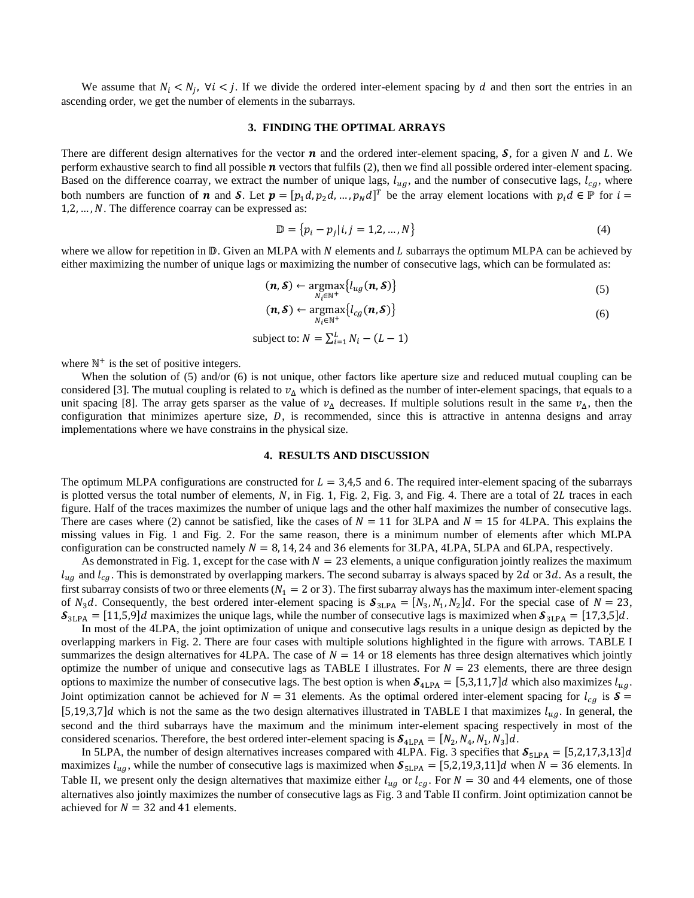We assume that $N_i < N_j$, $\forall i < j$. If we divide the ordered inter-element spacing by $d$ and then sort the entries in an ascending order, we get the number of elements in the subarrays.

## 3. FINDING THE OPTIMAL ARRAYS

There are different design alternatives for the vector $\boldsymbol{n}$ and the ordered inter-element spacing, $\boldsymbol{\mathcal{S}}$, for a given $N$ and $L$. We perform exhaustive search to find all possible $\boldsymbol{n}$ vectors that fulfils (2), then we find all possible ordered inter-element spacing. Based on the difference coarray, we extract the number of unique lags, $l_{ug}$, and the number of consecutive lags, $l_{cg}$, where both numbers are function of $\boldsymbol{n}$ and $\boldsymbol{\mathcal{S}}$. Let $\boldsymbol{p} = [p_1 d, p_2 d, \ldots, p_N d]^T$ be the array element locations with $p_i d \in \mathbb{P}$ for $i = 1,2,\ldots,N$. The difference coarray can be expressed as:

$$\mathbb{D} = \{p_i - p_j | i,j = 1,2,\ldots,N\} \tag{4}$$

where we allow for repetition in $\mathbb{D}$. Given an MLPA with $N$ elements and $L$ subarrays the optimum MLPA can be achieved by either maximizing the number of unique lags or maximizing the number of consecutive lags, which can be formulated as:

$$(\boldsymbol{n}, \boldsymbol{\mathcal{S}}) \leftarrow \underset{N_i \in \mathbb{N}^+}{\operatorname{argmax}} \{l_{ug}(\boldsymbol{n}, \boldsymbol{\mathcal{S}})\} \tag{5}$$

$$(\boldsymbol{n}, \boldsymbol{\mathcal{S}}) \leftarrow \underset{N_i \in \mathbb{N}^+}{\operatorname{argmax}} \{l_{cg}(\boldsymbol{n}, \boldsymbol{\mathcal{S}})\} \tag{6}$$

$$\text{subject to: } N = \sum_{i=1}^{L} N_i - (L-1)$$

where $\mathbb{N}^+$ is the set of positive integers.

When the solution of (5) and/or (6) is not unique, other factors like aperture size and reduced mutual coupling can be considered [3]. The mutual coupling is related to $v_\Delta$ which is defined as the number of inter-element spacings, that equals to a unit spacing [8]. The array gets sparser as the value of $v_\Delta$ decreases. If multiple solutions result in the same $v_\Delta$, then the configuration that minimizes aperture size, $D$, is recommended, since this is attractive in antenna designs and array implementations where we have constrains in the physical size.

## 4. RESULTS AND DISCUSSION

The optimum MLPA configurations are constructed for $L = 3,4,5$ and $6$. The required inter-element spacing of the subarrays is plotted versus the total number of elements, $N$, in Fig. 1, Fig. 2, Fig. 3, and Fig. 4. There are a total of $2L$ traces in each figure. Half of the traces maximizes the number of unique lags and the other half maximizes the number of consecutive lags. There are cases where (2) cannot be satisfied, like the cases of $N = 11$ for 3LPA and $N = 15$ for 4LPA. This explains the missing values in Fig. 1 and Fig. 2. For the same reason, there is a minimum number of elements after which MLPA configuration can be constructed namely $N = 8, 14, 24$ and $36$ elements for 3LPA, 4LPA, 5LPA and 6LPA, respectively.

As demonstrated in Fig. 1, except for the case with $N = 23$ elements, a unique configuration jointly realizes the maximum $l_{ug}$ and $l_{cg}$. This is demonstrated by overlapping markers. The second subarray is always spaced by $2d$ or $3d$. As a result, the first subarray consists of two or three elements ($N_1 = 2$ or $3$). The first subarray always has the maximum inter-element spacing of $N_3 d$. Consequently, the best ordered inter-element spacing is $\boldsymbol{\mathcal{S}}_{\text{3LPA}} = [N_3, N_1, N_2]d$. For the special case of $N = 23$, $\boldsymbol{\mathcal{S}}_{\text{3LPA}} = [11,5,9]d$ maximizes the unique lags, while the number of consecutive lags is maximized when $\boldsymbol{\mathcal{S}}_{\text{3LPA}} = [17,3,5]d$.

In most of the 4LPA, the joint optimization of unique and consecutive lags results in a unique design as depicted by the overlapping markers in Fig. 2. There are four cases with multiple solutions highlighted in the figure with arrows. TABLE I summarizes the design alternatives for 4LPA. The case of $N = 14$ or $18$ elements has three design alternatives which jointly optimize the number of unique and consecutive lags as TABLE I illustrates. For $N = 23$ elements, there are three design options to maximize the number of consecutive lags. The best option is when $\boldsymbol{\mathcal{S}}_{\text{4LPA}} = [5,3,11,7]d$ which also maximizes $l_{ug}$. Joint optimization cannot be achieved for $N = 31$ elements. As the optimal ordered inter-element spacing for $l_{cg}$ is $\boldsymbol{\mathcal{S}} = [5,19,3,7]d$ which is not the same as the two design alternatives illustrated in TABLE I that maximizes $l_{ug}$. In general, the second and the third subarrays have the maximum and the minimum inter-element spacing respectively in most of the considered scenarios. Therefore, the best ordered inter-element spacing is $\boldsymbol{\mathcal{S}}_{\text{4LPA}} = [N_2, N_4, N_1, N_3]d$.

In 5LPA, the number of design alternatives increases compared with 4LPA. Fig. 3 specifies that $\boldsymbol{\mathcal{S}}_{\text{5LPA}} = [5,2,17,3,13]d$ maximizes $l_{ug}$, while the number of consecutive lags is maximized when $\boldsymbol{\mathcal{S}}_{\text{5LPA}} = [5,2,19,3,11]d$ when $N = 36$ elements. In Table II, we present only the design alternatives that maximize either $l_{ug}$ or $l_{cg}$. For $N = 30$ and $44$ elements, one of those alternatives also jointly maximizes the number of consecutive lags as Fig. 3 and Table II confirm. Joint optimization cannot be achieved for $N = 32$ and $41$ elements.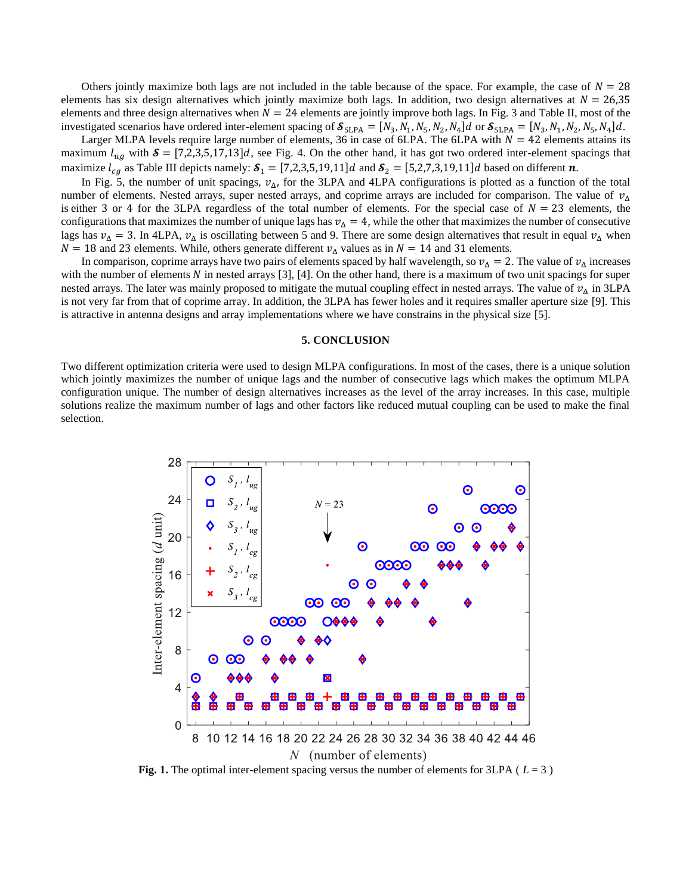Others jointly maximize both lags are not included in the table because of the space. For example, the case of $N = 28$ elements has six design alternatives which jointly maximize both lags. In addition, two design alternatives at $N = 26,35$ elements and three design alternatives when $N = 24$ elements are jointly improve both lags. In Fig. 3 and Table II, most of the investigated scenarios have ordered inter-element spacing of $\boldsymbol{S}_{5\text{LPA}} = [N_3, N_1, N_5, N_2, N_4]d$ or $\boldsymbol{S}_{5\text{LPA}} = [N_3, N_1, N_2, N_5, N_4]d$.

Larger MLPA levels require large number of elements, 36 in case of 6LPA. The 6LPA with $N = 42$ elements attains its maximum $l_{ug}$ with $\boldsymbol{S} = [7,2,3,5,17,13]d$, see Fig. 4. On the other hand, it has got two ordered inter-element spacings that maximize $l_{cg}$ as Table III depicts namely: $\boldsymbol{S}_1 = [7,2,3,5,19,11]d$ and $\boldsymbol{S}_2 = [5,2,7,3,19,11]d$ based on different $\boldsymbol{n}$.

In Fig. 5, the number of unit spacings, $v_\Delta$, for the 3LPA and 4LPA configurations is plotted as a function of the total number of elements. Nested arrays, super nested arrays, and coprime arrays are included for comparison. The value of $v_\Delta$ is either 3 or 4 for the 3LPA regardless of the total number of elements. For the special case of $N = 23$ elements, the configurations that maximizes the number of unique lags has $v_\Delta = 4$, while the other that maximizes the number of consecutive lags has $v_\Delta = 3$. In 4LPA, $v_\Delta$ is oscillating between 5 and 9. There are some design alternatives that result in equal $v_\Delta$ when $N = 18$ and 23 elements. While, others generate different $v_\Delta$ values as in $N = 14$ and 31 elements.

In comparison, coprime arrays have two pairs of elements spaced by half wavelength, so $v_\Delta = 2$. The value of $v_\Delta$ increases with the number of elements $N$ in nested arrays [3], [4]. On the other hand, there is a maximum of two unit spacings for super nested arrays. The later was mainly proposed to mitigate the mutual coupling effect in nested arrays. The value of $v_\Delta$ in 3LPA is not very far from that of coprime array. In addition, the 3LPA has fewer holes and it requires smaller aperture size [9]. This is attractive in antenna designs and array implementations where we have constrains in the physical size [5].

## 5. CONCLUSION

Two different optimization criteria were used to design MLPA configurations. In most of the cases, there is a unique solution which jointly maximizes the number of unique lags and the number of consecutive lags which makes the optimum MLPA configuration unique. The number of design alternatives increases as the level of the array increases. In this case, multiple solutions realize the maximum number of lags and other factors like reduced mutual coupling can be used to make the final selection.

**Fig. 1.** The optimal inter-element spacing versus the number of elements for 3LPA ( $L = 3$ )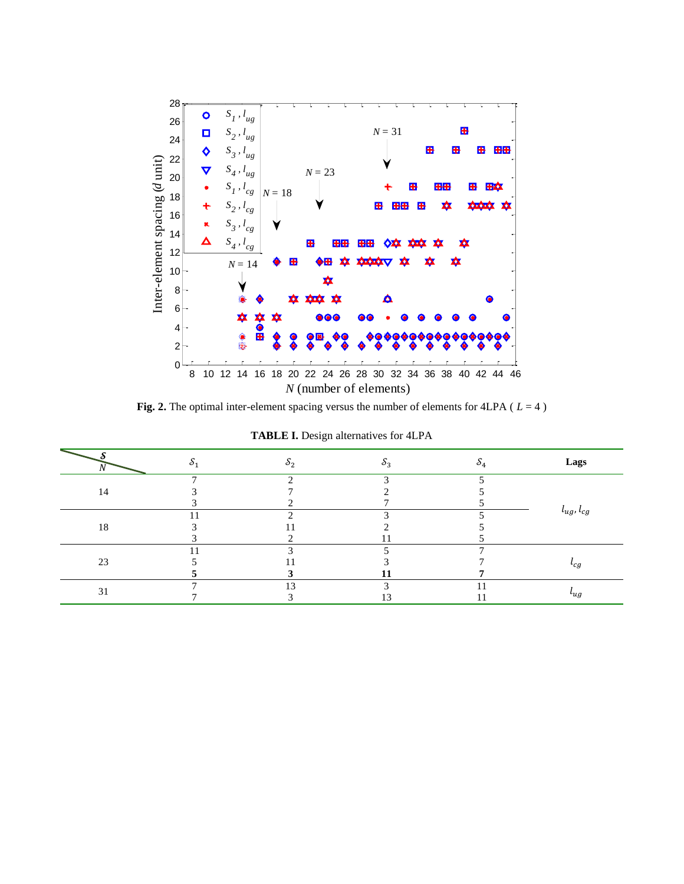**Fig. 2.** The optimal inter-element spacing versus the number of elements for 4LPA ( $L = 4$ )

**TABLE I.** Design alternatives for 4LPA

| $N$ \ $\mathcal{S}$ | $\mathcal{S}_1$ | $\mathcal{S}_2$ | $\mathcal{S}_3$ | $\mathcal{S}_4$ | Lags |
|---|---|---|---|---|---|
| 14 | 7 | 2 | 3 | 5 | $l_{ug}, l_{cg}$ |
| | 3 | 7 | 2 | 5 | |
| | 3 | 2 | 7 | 5 | |
| 18 | 11 | 2 | 3 | 5 | |
| | 3 | 11 | 2 | 5 | |
| | 3 | 2 | 11 | 5 | |
| 23 | 11 | 3 | 5 | 7 | $l_{cg}$ |
| | 5 | 11 | 3 | 7 | |
| | **5** | **3** | **11** | **7** | |
| 31 | 7 | 13 | 3 | 11 | $l_{ug}$ |
| | 7 | 3 | 13 | 11 | |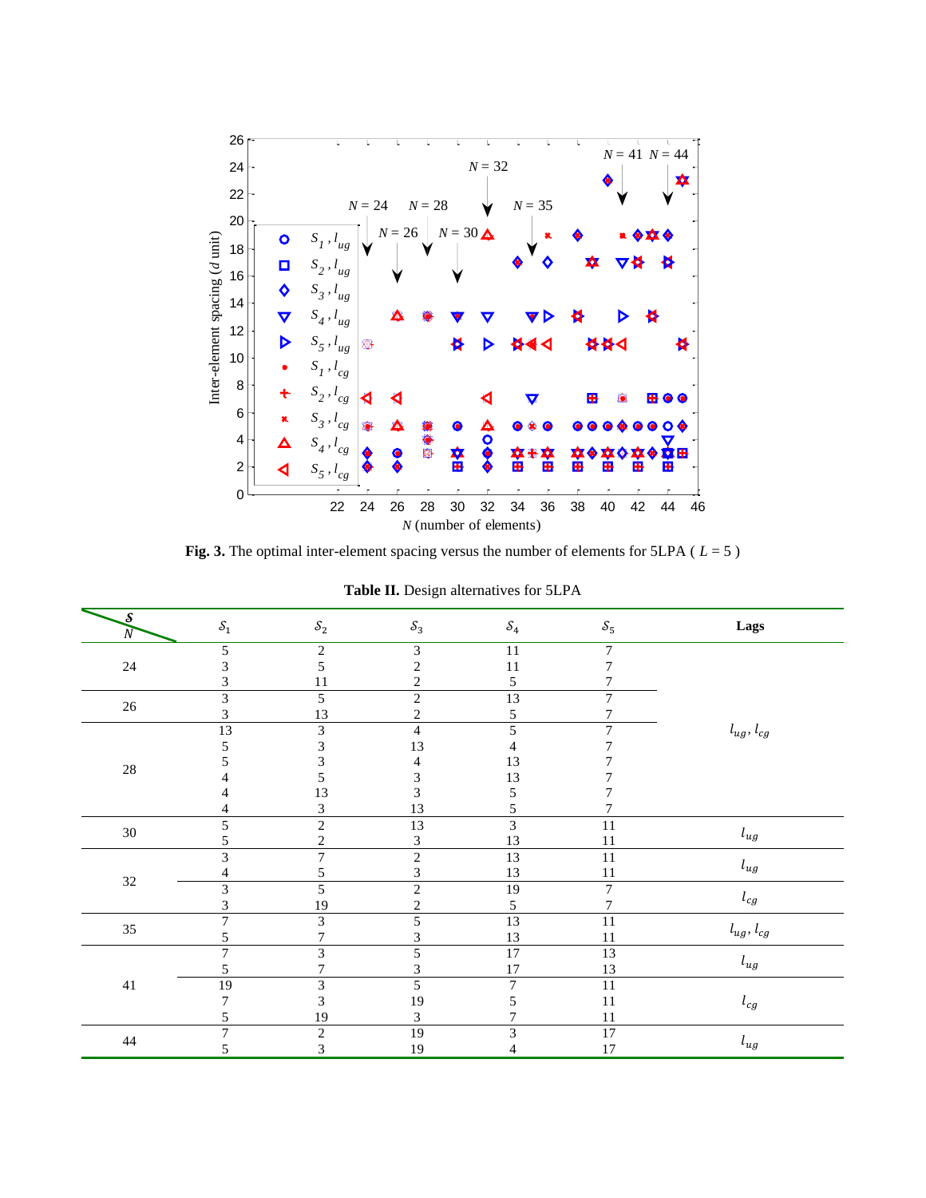**Fig. 3.** The optimal inter-element spacing versus the number of elements for 5LPA ( $L = 5$ )

**Table II.** Design alternatives for 5LPA

| $S$ / $N$ | $S_1$ | $S_2$ | $S_3$ | $S_4$ | $S_5$ | Lags |
|---|---|---|---|---|---|---|
| 24 | 5 | 2 | 3 | 11 | 7 | $l_{ug}, l_{cg}$ |
| | 3 | 5 | 2 | 11 | 7 | |
| | 3 | 11 | 2 | 5 | 7 | |
| 26 | 3 | 5 | 2 | 13 | 7 | |
| | 3 | 13 | 2 | 5 | 7 | |
| 28 | 13 | 3 | 4 | 5 | 7 | |
| | 5 | 3 | 13 | 4 | 7 | |
| | 5 | 3 | 4 | 13 | 7 | |
| | 4 | 5 | 3 | 13 | 7 | |
| | 4 | 13 | 3 | 5 | 7 | |
| | 4 | 3 | 13 | 5 | 7 | |
| 30 | 5 | 2 | 13 | 3 | 11 | $l_{ug}$ |
| | 5 | 2 | 3 | 13 | 11 | |
| 32 | 3 | 7 | 2 | 13 | 11 | $l_{ug}$ |
| | 4 | 5 | 3 | 13 | 11 | |
| | 3 | 5 | 2 | 19 | 7 | $l_{cg}$ |
| | 3 | 19 | 2 | 5 | 7 | |
| 35 | 7 | 3 | 5 | 13 | 11 | $l_{ug}, l_{cg}$ |
| | 5 | 7 | 3 | 13 | 11 | |
| 41 | 7 | 3 | 5 | 17 | 13 | $l_{ug}$ |
| | 5 | 7 | 3 | 17 | 13 | |
| | 19 | 3 | 5 | 7 | 11 | $l_{cg}$ |
| | 7 | 3 | 19 | 5 | 11 | |
| | 5 | 19 | 3 | 7 | 11 | |
| 44 | 7 | 2 | 19 | 3 | 17 | $l_{ug}$ |
| | 5 | 3 | 19 | 4 | 17 | |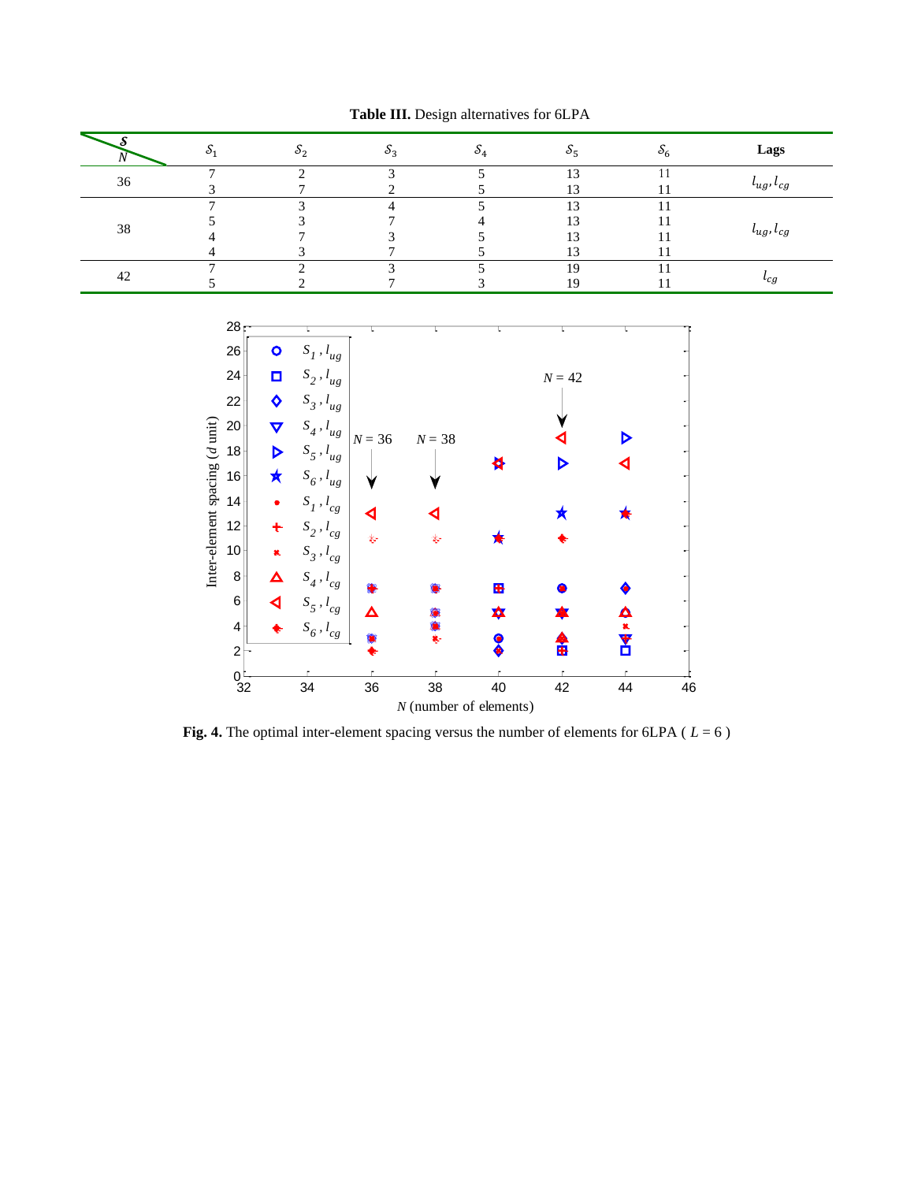**Table III.** Design alternatives for 6LPA

| $\mathcal{S}$ / $N$ | $\mathcal{S}_1$ | $\mathcal{S}_2$ | $\mathcal{S}_3$ | $\mathcal{S}_4$ | $\mathcal{S}_5$ | $\mathcal{S}_6$ | **Lags** |
|---|---|---|---|---|---|---|---|
| 36 | 7 | 2 | 3 | 5 | 13 | 11 | $l_{ug}, l_{cg}$ |
| | 3 | 7 | 2 | 5 | 13 | 11 | |
| 38 | 7 | 3 | 4 | 5 | 13 | 11 | $l_{ug}, l_{cg}$ |
| | 5 | 3 | 7 | 4 | 13 | 11 | |
| | 4 | 7 | 3 | 5 | 13 | 11 | |
| | 4 | 3 | 7 | 5 | 13 | 11 | |
| 42 | 7 | 2 | 3 | 5 | 19 | 11 | $l_{cg}$ |
| | 5 | 2 | 7 | 3 | 19 | 11 | |

**Fig. 4.** The optimal inter-element spacing versus the number of elements for 6LPA ( $L = 6$ )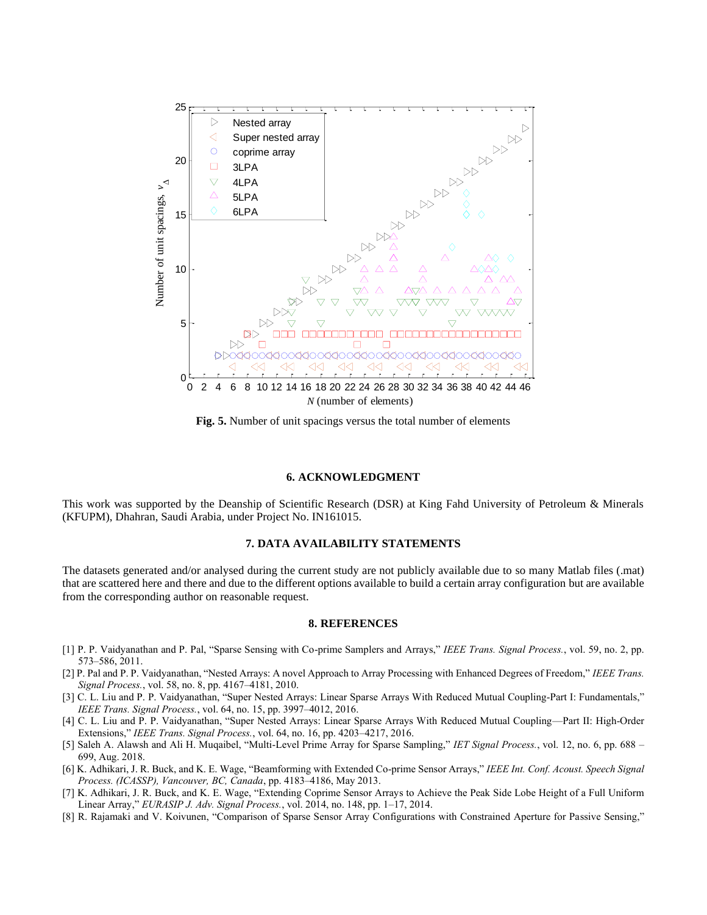**Fig. 5.** Number of unit spacings versus the total number of elements

## 6. ACKNOWLEDGMENT

This work was supported by the Deanship of Scientific Research (DSR) at King Fahd University of Petroleum & Minerals (KFUPM), Dhahran, Saudi Arabia, under Project No. IN161015.

## 7. DATA AVAILABILITY STATEMENTS

The datasets generated and/or analysed during the current study are not publicly available due to so many Matlab files (.mat) that are scattered here and there and due to the different options available to build a certain array configuration but are available from the corresponding author on reasonable request.

## 8. REFERENCES

[1] P. P. Vaidyanathan and P. Pal, "Sparse Sensing with Co-prime Samplers and Arrays," *IEEE Trans. Signal Process.*, vol. 59, no. 2, pp. 573–586, 2011.

[2] P. Pal and P. P. Vaidyanathan, "Nested Arrays: A novel Approach to Array Processing with Enhanced Degrees of Freedom," *IEEE Trans. Signal Process.*, vol. 58, no. 8, pp. 4167–4181, 2010.

[3] C. L. Liu and P. P. Vaidyanathan, "Super Nested Arrays: Linear Sparse Arrays With Reduced Mutual Coupling-Part I: Fundamentals," *IEEE Trans. Signal Process.*, vol. 64, no. 15, pp. 3997–4012, 2016.

[4] C. L. Liu and P. P. Vaidyanathan, "Super Nested Arrays: Linear Sparse Arrays With Reduced Mutual Coupling—Part II: High-Order Extensions," *IEEE Trans. Signal Process.*, vol. 64, no. 16, pp. 4203–4217, 2016.

[5] Saleh A. Alawsh and Ali H. Muqaibel, "Multi-Level Prime Array for Sparse Sampling," *IET Signal Process.*, vol. 12, no. 6, pp. 688 – 699, Aug. 2018.

[6] K. Adhikari, J. R. Buck, and K. E. Wage, "Beamforming with Extended Co-prime Sensor Arrays," *IEEE Int. Conf. Acoust. Speech Signal Process. (ICASSP), Vancouver, BC, Canada*, pp. 4183–4186, May 2013.

[7] K. Adhikari, J. R. Buck, and K. E. Wage, "Extending Coprime Sensor Arrays to Achieve the Peak Side Lobe Height of a Full Uniform Linear Array," *EURASIP J. Adv. Signal Process.*, vol. 2014, no. 148, pp. 1–17, 2014.

[8] R. Rajamaki and V. Koivunen, "Comparison of Sparse Sensor Array Configurations with Constrained Aperture for Passive Sensing,"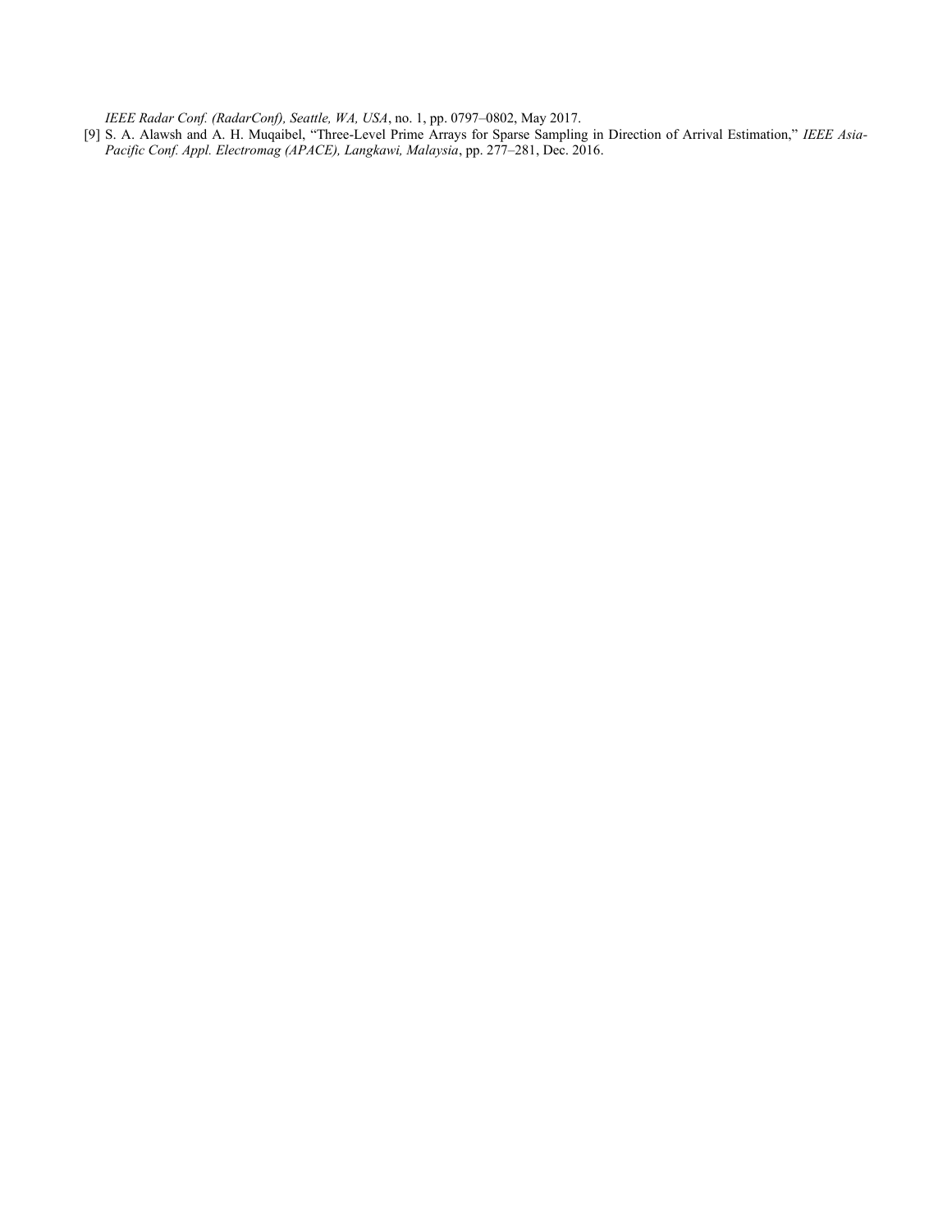*IEEE Radar Conf. (RadarConf), Seattle, WA, USA*, no. 1, pp. 0797–0802, May 2017.

[9] S. A. Alawsh and A. H. Muqaibel, "Three-Level Prime Arrays for Sparse Sampling in Direction of Arrival Estimation," *IEEE Asia-Pacific Conf. Appl. Electromag (APACE), Langkawi, Malaysia*, pp. 277–281, Dec. 2016.